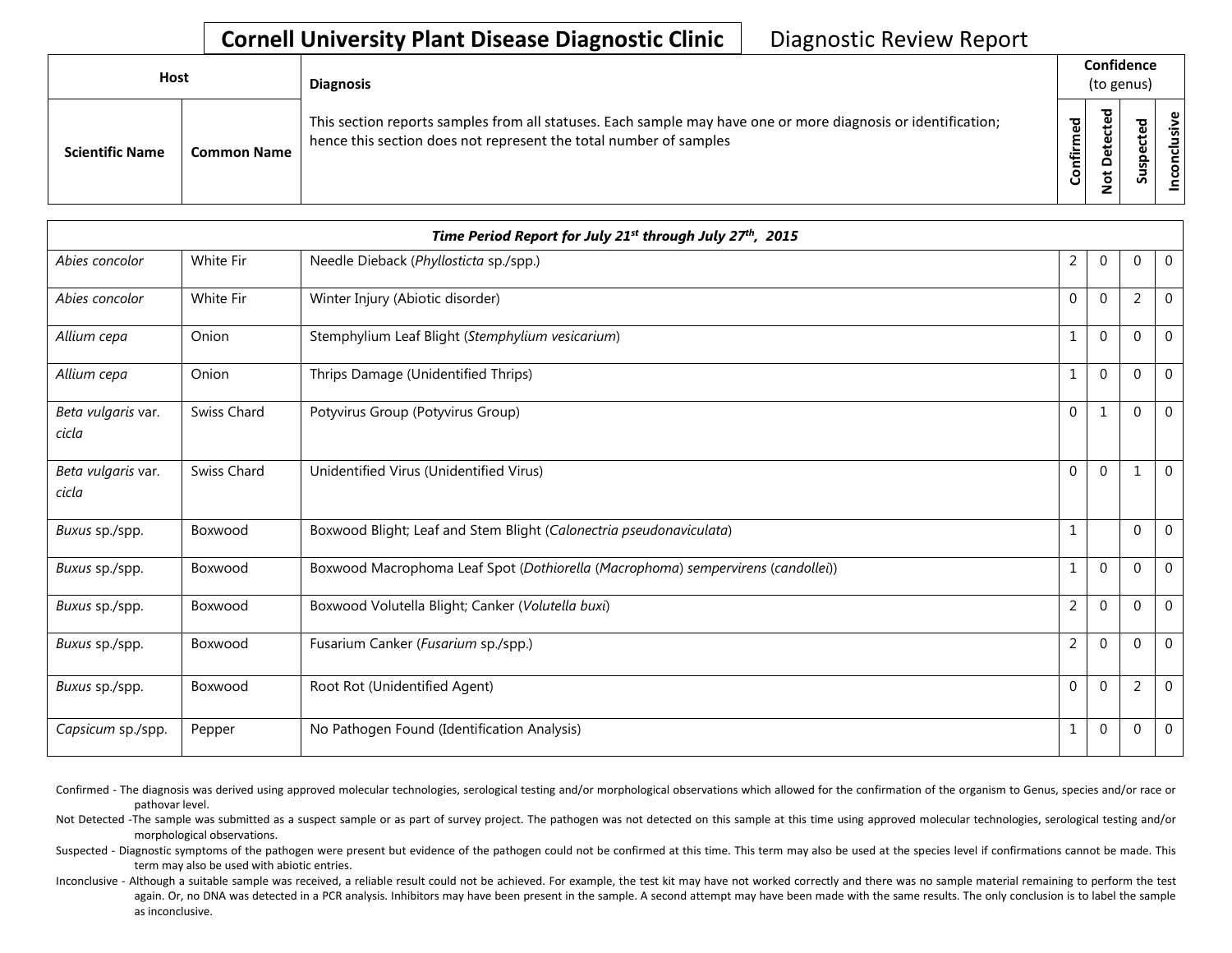# Cornell University Plant Disease Diagnostic Clinic

Diagnostic Review Report

| Host | | Diagnosis | Confidence (to genus) | | | |
|---|---|---|---|---|---|---|
| **Scientific Name** | **Common Name** | This section reports samples from all statuses. Each sample may have one or more diagnosis or identification; hence this section does not represent the total number of samples | **Confirmed** | **Not Detected** | **Suspected** | **Inconclusive** |

| *Time Period Report for July 21st through July 27th, 2015* | | | | | | |
|---|---|---|---|---|---|---|
| *Abies concolor* | White Fir | Needle Dieback (*Phyllosticta* sp./spp.) | 2 | 0 | 0 | 0 |
| *Abies concolor* | White Fir | Winter Injury (Abiotic disorder) | 0 | 0 | 2 | 0 |
| *Allium cepa* | Onion | Stemphylium Leaf Blight (*Stemphylium vesicarium*) | 1 | 0 | 0 | 0 |
| *Allium cepa* | Onion | Thrips Damage (Unidentified Thrips) | 1 | 0 | 0 | 0 |
| *Beta vulgaris* var. *cicla* | Swiss Chard | Potyvirus Group (Potyvirus Group) | 0 | 1 | 0 | 0 |
| *Beta vulgaris* var. *cicla* | Swiss Chard | Unidentified Virus (Unidentified Virus) | 0 | 0 | 1 | 0 |
| *Buxus* sp./spp. | Boxwood | Boxwood Blight; Leaf and Stem Blight (*Calonectria pseudonaviculata*) | 1 | | 0 | 0 |
| *Buxus* sp./spp. | Boxwood | Boxwood Macrophoma Leaf Spot (*Dothiorella* (*Macrophoma*) *sempervirens* (*candollei*)) | 1 | 0 | 0 | 0 |
| *Buxus* sp./spp. | Boxwood | Boxwood Volutella Blight; Canker (*Volutella buxi*) | 2 | 0 | 0 | 0 |
| *Buxus* sp./spp. | Boxwood | Fusarium Canker (*Fusarium* sp./spp.) | 2 | 0 | 0 | 0 |
| *Buxus* sp./spp. | Boxwood | Root Rot (Unidentified Agent) | 0 | 0 | 2 | 0 |
| *Capsicum* sp./spp. | Pepper | No Pathogen Found (Identification Analysis) | 1 | 0 | 0 | 0 |

Confirmed - The diagnosis was derived using approved molecular technologies, serological testing and/or morphological observations which allowed for the confirmation of the organism to Genus, species and/or race or pathovar level.

Not Detected -The sample was submitted as a suspect sample or as part of survey project. The pathogen was not detected on this sample at this time using approved molecular technologies, serological testing and/or morphological observations.

Suspected - Diagnostic symptoms of the pathogen were present but evidence of the pathogen could not be confirmed at this time. This term may also be used at the species level if confirmations cannot be made. This term may also be used with abiotic entries.

Inconclusive - Although a suitable sample was received, a reliable result could not be achieved. For example, the test kit may have not worked correctly and there was no sample material remaining to perform the test again. Or, no DNA was detected in a PCR analysis. Inhibitors may have been present in the sample. A second attempt may have been made with the same results. The only conclusion is to label the sample as inconclusive.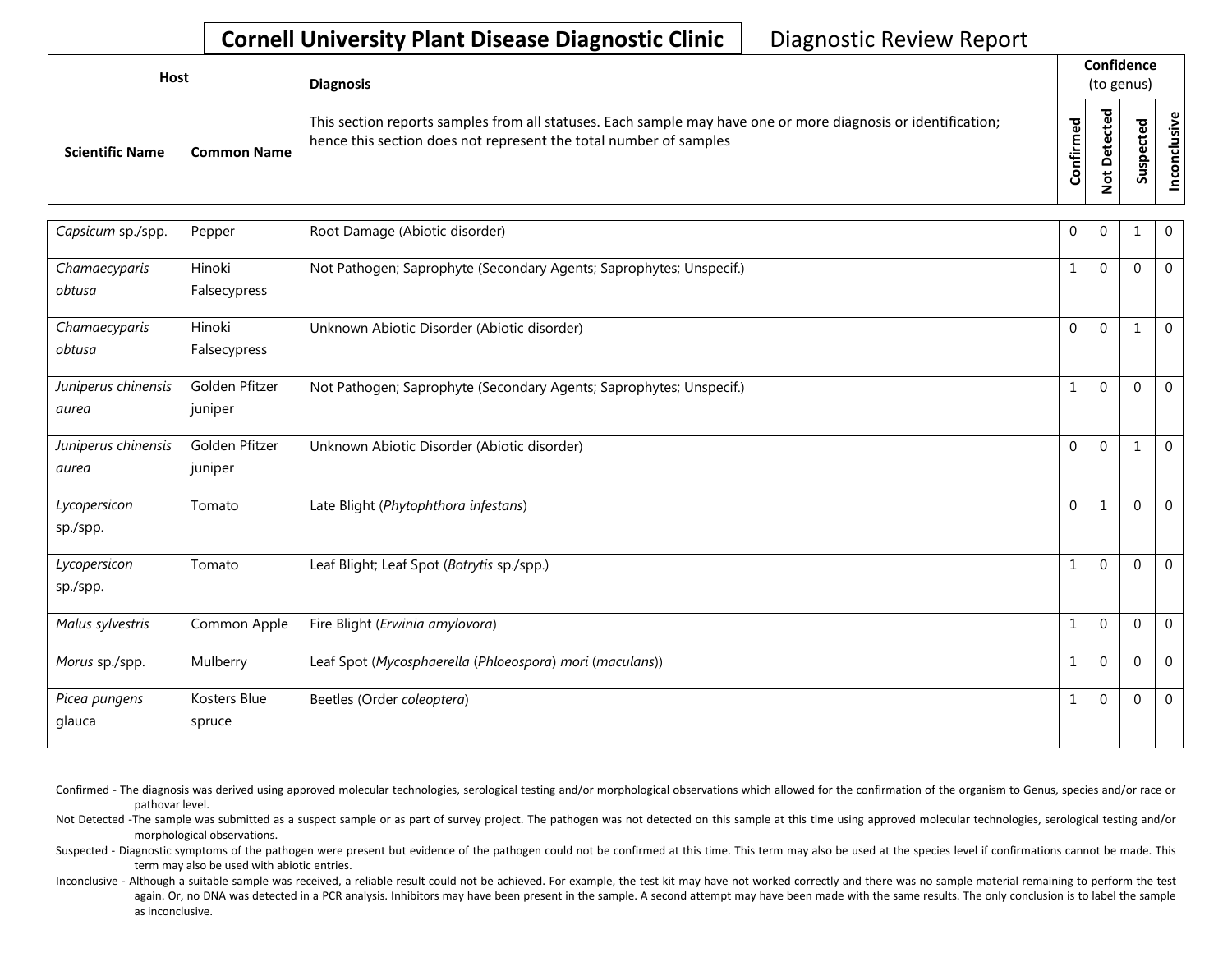**Cornell University Plant Disease Diagnostic Clinic** Diagnostic Review Report

| Host | | Diagnosis | Confidence (to genus) | | | |
|---|---|---|---|---|---|---|
| Scientific Name | Common Name | This section reports samples from all statuses. Each sample may have one or more diagnosis or identification; hence this section does not represent the total number of samples | Confirmed | Not Detected | Suspected | Inconclusive |
| *Capsicum* sp./spp. | Pepper | Root Damage (Abiotic disorder) | 0 | 0 | 1 | 0 |
| *Chamaecyparis obtusa* | Hinoki Falsecypress | Not Pathogen; Saprophyte (Secondary Agents; Saprophytes; Unspecif.) | 1 | 0 | 0 | 0 |
| *Chamaecyparis obtusa* | Hinoki Falsecypress | Unknown Abiotic Disorder (Abiotic disorder) | 0 | 0 | 1 | 0 |
| *Juniperus chinensis aurea* | Golden Pfitzer juniper | Not Pathogen; Saprophyte (Secondary Agents; Saprophytes; Unspecif.) | 1 | 0 | 0 | 0 |
| *Juniperus chinensis aurea* | Golden Pfitzer juniper | Unknown Abiotic Disorder (Abiotic disorder) | 0 | 0 | 1 | 0 |
| *Lycopersicon* sp./spp. | Tomato | Late Blight (*Phytophthora infestans*) | 0 | 1 | 0 | 0 |
| *Lycopersicon* sp./spp. | Tomato | Leaf Blight; Leaf Spot (*Botrytis* sp./spp.) | 1 | 0 | 0 | 0 |
| *Malus sylvestris* | Common Apple | Fire Blight (*Erwinia amylovora*) | 1 | 0 | 0 | 0 |
| *Morus* sp./spp. | Mulberry | Leaf Spot (*Mycosphaerella* (*Phloeospora*) *mori* (*maculans*)) | 1 | 0 | 0 | 0 |
| *Picea pungens* glauca | Kosters Blue spruce | Beetles (Order *coleoptera*) | 1 | 0 | 0 | 0 |

Confirmed - The diagnosis was derived using approved molecular technologies, serological testing and/or morphological observations which allowed for the confirmation of the organism to Genus, species and/or race or pathovar level.

Not Detected -The sample was submitted as a suspect sample or as part of survey project. The pathogen was not detected on this sample at this time using approved molecular technologies, serological testing and/or morphological observations.

Suspected - Diagnostic symptoms of the pathogen were present but evidence of the pathogen could not be confirmed at this time. This term may also be used at the species level if confirmations cannot be made. This term may also be used with abiotic entries.

Inconclusive - Although a suitable sample was received, a reliable result could not be achieved. For example, the test kit may have not worked correctly and there was no sample material remaining to perform the test again. Or, no DNA was detected in a PCR analysis. Inhibitors may have been present in the sample. A second attempt may have been made with the same results. The only conclusion is to label the sample as inconclusive.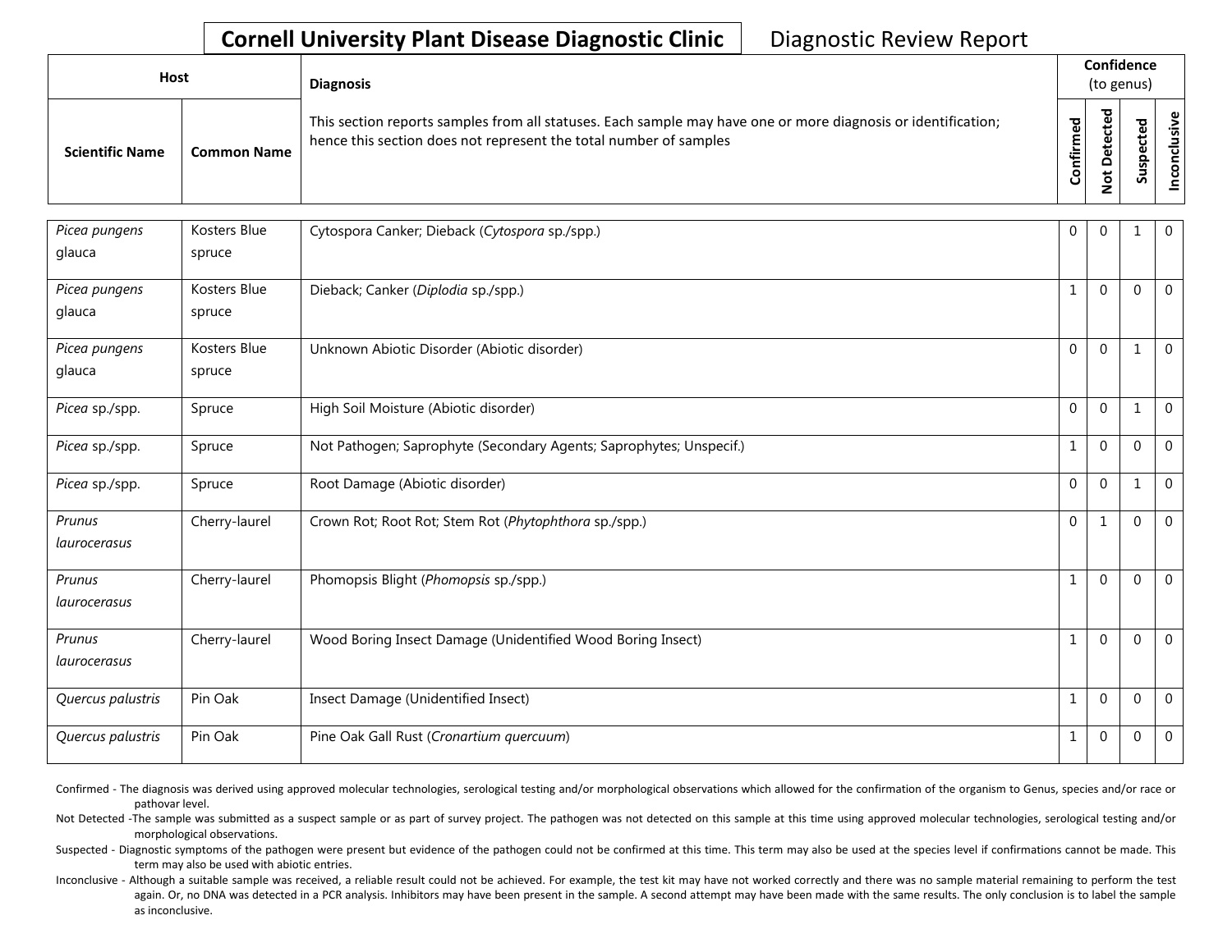**Cornell University Plant Disease Diagnostic Clinic** Diagnostic Review Report

| Host | | Diagnosis | Confidence (to genus) | | | |
|---|---|---|---|---|---|---|
| Scientific Name | Common Name | This section reports samples from all statuses. Each sample may have one or more diagnosis or identification; hence this section does not represent the total number of samples | Confirmed | Not Detected | Suspected | Inconclusive |
| *Picea pungens* glauca | Kosters Blue spruce | Cytospora Canker; Dieback (*Cytospora* sp./spp.) | 0 | 0 | 1 | 0 |
| *Picea pungens* glauca | Kosters Blue spruce | Dieback; Canker (*Diplodia* sp./spp.) | 1 | 0 | 0 | 0 |
| *Picea pungens* glauca | Kosters Blue spruce | Unknown Abiotic Disorder (Abiotic disorder) | 0 | 0 | 1 | 0 |
| *Picea* sp./spp. | Spruce | High Soil Moisture (Abiotic disorder) | 0 | 0 | 1 | 0 |
| *Picea* sp./spp. | Spruce | Not Pathogen; Saprophyte (Secondary Agents; Saprophytes; Unspecif.) | 1 | 0 | 0 | 0 |
| *Picea* sp./spp. | Spruce | Root Damage (Abiotic disorder) | 0 | 0 | 1 | 0 |
| *Prunus laurocerasus* | Cherry-laurel | Crown Rot; Root Rot; Stem Rot (*Phytophthora* sp./spp.) | 0 | 1 | 0 | 0 |
| *Prunus laurocerasus* | Cherry-laurel | Phomopsis Blight (*Phomopsis* sp./spp.) | 1 | 0 | 0 | 0 |
| *Prunus laurocerasus* | Cherry-laurel | Wood Boring Insect Damage (Unidentified Wood Boring Insect) | 1 | 0 | 0 | 0 |
| *Quercus palustris* | Pin Oak | Insect Damage (Unidentified Insect) | 1 | 0 | 0 | 0 |
| *Quercus palustris* | Pin Oak | Pine Oak Gall Rust (*Cronartium quercuum*) | 1 | 0 | 0 | 0 |

Confirmed - The diagnosis was derived using approved molecular technologies, serological testing and/or morphological observations which allowed for the confirmation of the organism to Genus, species and/or race or pathovar level.

Not Detected -The sample was submitted as a suspect sample or as part of survey project. The pathogen was not detected on this sample at this time using approved molecular technologies, serological testing and/or morphological observations.

Suspected - Diagnostic symptoms of the pathogen were present but evidence of the pathogen could not be confirmed at this time. This term may also be used at the species level if confirmations cannot be made. This term may also be used with abiotic entries.

Inconclusive - Although a suitable sample was received, a reliable result could not be achieved. For example, the test kit may have not worked correctly and there was no sample material remaining to perform the test again. Or, no DNA was detected in a PCR analysis. Inhibitors may have been present in the sample. A second attempt may have been made with the same results. The only conclusion is to label the sample as inconclusive.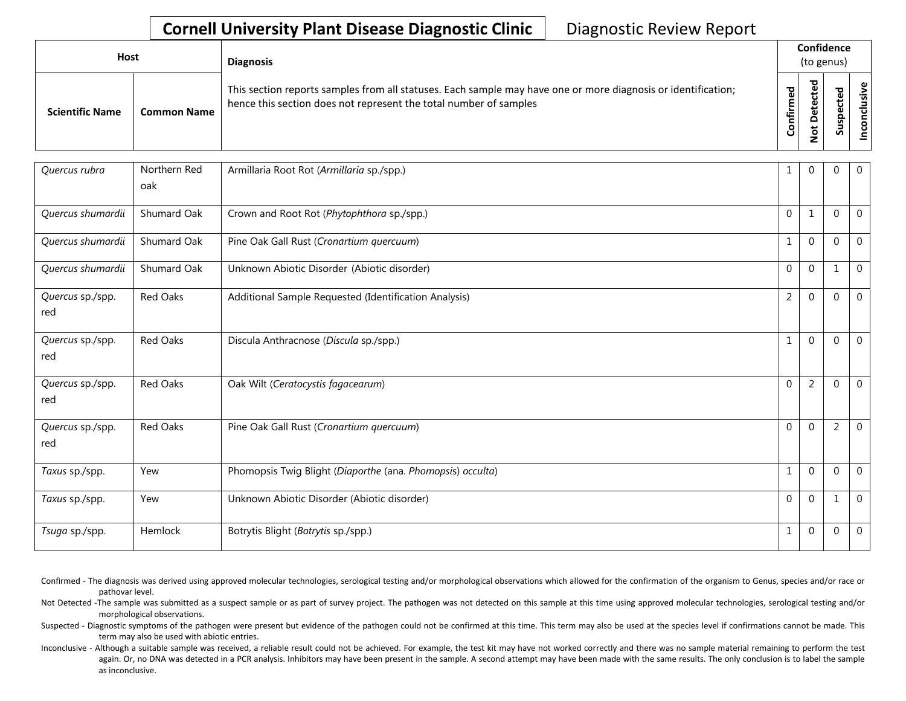**Cornell University Plant Disease Diagnostic Clinic** Diagnostic Review Report

| Host | | Diagnosis | Confidence (to genus) | | | |
|---|---|---|---|---|---|---|
| Scientific Name | Common Name | This section reports samples from all statuses. Each sample may have one or more diagnosis or identification; hence this section does not represent the total number of samples | Confirmed | Not Detected | Suspected | Inconclusive |
| *Quercus rubra* | Northern Red oak | Armillaria Root Rot (*Armillaria* sp./spp.) | 1 | 0 | 0 | 0 |
| *Quercus shumardii* | Shumard Oak | Crown and Root Rot (*Phytophthora* sp./spp.) | 0 | 1 | 0 | 0 |
| *Quercus shumardii* | Shumard Oak | Pine Oak Gall Rust (*Cronartium quercuum*) | 1 | 0 | 0 | 0 |
| *Quercus shumardii* | Shumard Oak | Unknown Abiotic Disorder (Abiotic disorder) | 0 | 0 | 1 | 0 |
| *Quercus* sp./spp. red | Red Oaks | Additional Sample Requested (Identification Analysis) | 2 | 0 | 0 | 0 |
| *Quercus* sp./spp. red | Red Oaks | Discula Anthracnose (*Discula* sp./spp.) | 1 | 0 | 0 | 0 |
| *Quercus* sp./spp. red | Red Oaks | Oak Wilt (*Ceratocystis fagacearum*) | 0 | 2 | 0 | 0 |
| *Quercus* sp./spp. red | Red Oaks | Pine Oak Gall Rust (*Cronartium quercuum*) | 0 | 0 | 2 | 0 |
| *Taxus* sp./spp. | Yew | Phomopsis Twig Blight (*Diaporthe* (ana. *Phomopsis*) *occulta*) | 1 | 0 | 0 | 0 |
| *Taxus* sp./spp. | Yew | Unknown Abiotic Disorder (Abiotic disorder) | 0 | 0 | 1 | 0 |
| *Tsuga* sp./spp. | Hemlock | Botrytis Blight (*Botrytis* sp./spp.) | 1 | 0 | 0 | 0 |

Confirmed - The diagnosis was derived using approved molecular technologies, serological testing and/or morphological observations which allowed for the confirmation of the organism to Genus, species and/or race or pathovar level.

Not Detected -The sample was submitted as a suspect sample or as part of survey project. The pathogen was not detected on this sample at this time using approved molecular technologies, serological testing and/or morphological observations.

Suspected - Diagnostic symptoms of the pathogen were present but evidence of the pathogen could not be confirmed at this time. This term may also be used at the species level if confirmations cannot be made. This term may also be used with abiotic entries.

Inconclusive - Although a suitable sample was received, a reliable result could not be achieved. For example, the test kit may have not worked correctly and there was no sample material remaining to perform the test again. Or, no DNA was detected in a PCR analysis. Inhibitors may have been present in the sample. A second attempt may have been made with the same results. The only conclusion is to label the sample as inconclusive.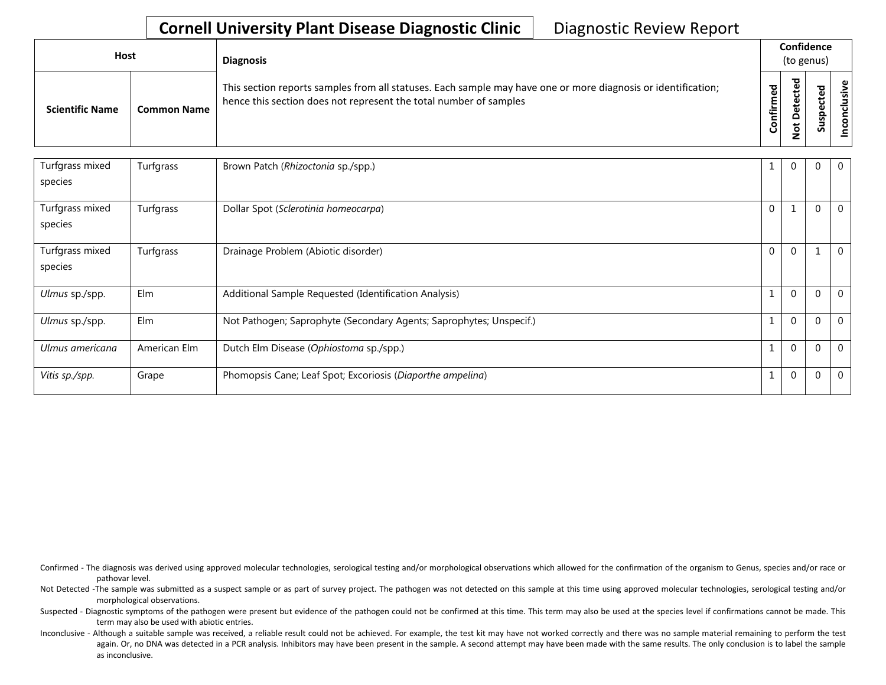# Cornell University Plant Disease Diagnostic Clinic

Diagnostic Review Report

| Host | | Diagnosis | Confidence (to genus) | | | |
|---|---|---|---|---|---|---|
| Scientific Name | Common Name | This section reports samples from all statuses. Each sample may have one or more diagnosis or identification; hence this section does not represent the total number of samples | Confirmed | Not Detected | Suspected | Inconclusive |
| Turfgrass mixed species | Turfgrass | Brown Patch (*Rhizoctonia* sp./spp.) | 1 | 0 | 0 | 0 |
| Turfgrass mixed species | Turfgrass | Dollar Spot (*Sclerotinia homeocarpa*) | 0 | 1 | 0 | 0 |
| Turfgrass mixed species | Turfgrass | Drainage Problem (Abiotic disorder) | 0 | 0 | 1 | 0 |
| *Ulmus* sp./spp. | Elm | Additional Sample Requested (Identification Analysis) | 1 | 0 | 0 | 0 |
| *Ulmus* sp./spp. | Elm | Not Pathogen; Saprophyte (Secondary Agents; Saprophytes; Unspecif.) | 1 | 0 | 0 | 0 |
| *Ulmus americana* | American Elm | Dutch Elm Disease (*Ophiostoma* sp./spp.) | 1 | 0 | 0 | 0 |
| *Vitis sp./spp.* | Grape | Phomopsis Cane; Leaf Spot; Excoriosis (*Diaporthe ampelina*) | 1 | 0 | 0 | 0 |

Confirmed - The diagnosis was derived using approved molecular technologies, serological testing and/or morphological observations which allowed for the confirmation of the organism to Genus, species and/or race or pathovar level.

Not Detected -The sample was submitted as a suspect sample or as part of survey project. The pathogen was not detected on this sample at this time using approved molecular technologies, serological testing and/or morphological observations.

Suspected - Diagnostic symptoms of the pathogen were present but evidence of the pathogen could not be confirmed at this time. This term may also be used at the species level if confirmations cannot be made. This term may also be used with abiotic entries.

Inconclusive - Although a suitable sample was received, a reliable result could not be achieved. For example, the test kit may have not worked correctly and there was no sample material remaining to perform the test again. Or, no DNA was detected in a PCR analysis. Inhibitors may have been present in the sample. A second attempt may have been made with the same results. The only conclusion is to label the sample as inconclusive.